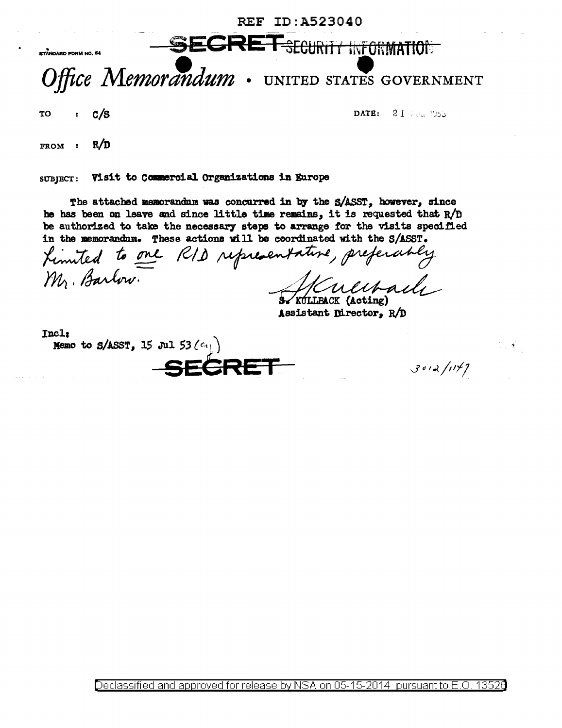REF ID:A523040

SECRET ~~SECURITY INFORMATION~~

STANDARD FORM NO. 64

# *Office Memorandum* • UNITED STATES GOVERNMENT

TO : C/S

DATE: 21 Aug 1953

FROM : R/D

SUBJECT: Visit to Commercial Organizations in Europe

The attached memorandum was concurred in by the S/ASST, however, since he has been on leave and since little time remains, it is requested that R/D be authorized to take the necessary steps to arrange for the visits specified in the memorandum. These actions will be coordinated with the S/ASST.

*Limited to one R/D representative, preferably Mr. Barlow.*

*S Kullback*

S. KULLBACK (Acting)
Assistant Director, R/D

Incl:
Memo to S/ASST, 15 Jul 53 (a1)

SECRET

3012/1147

Declassified and approved for release by NSA on 05-15-2014 pursuant to E.O. 13526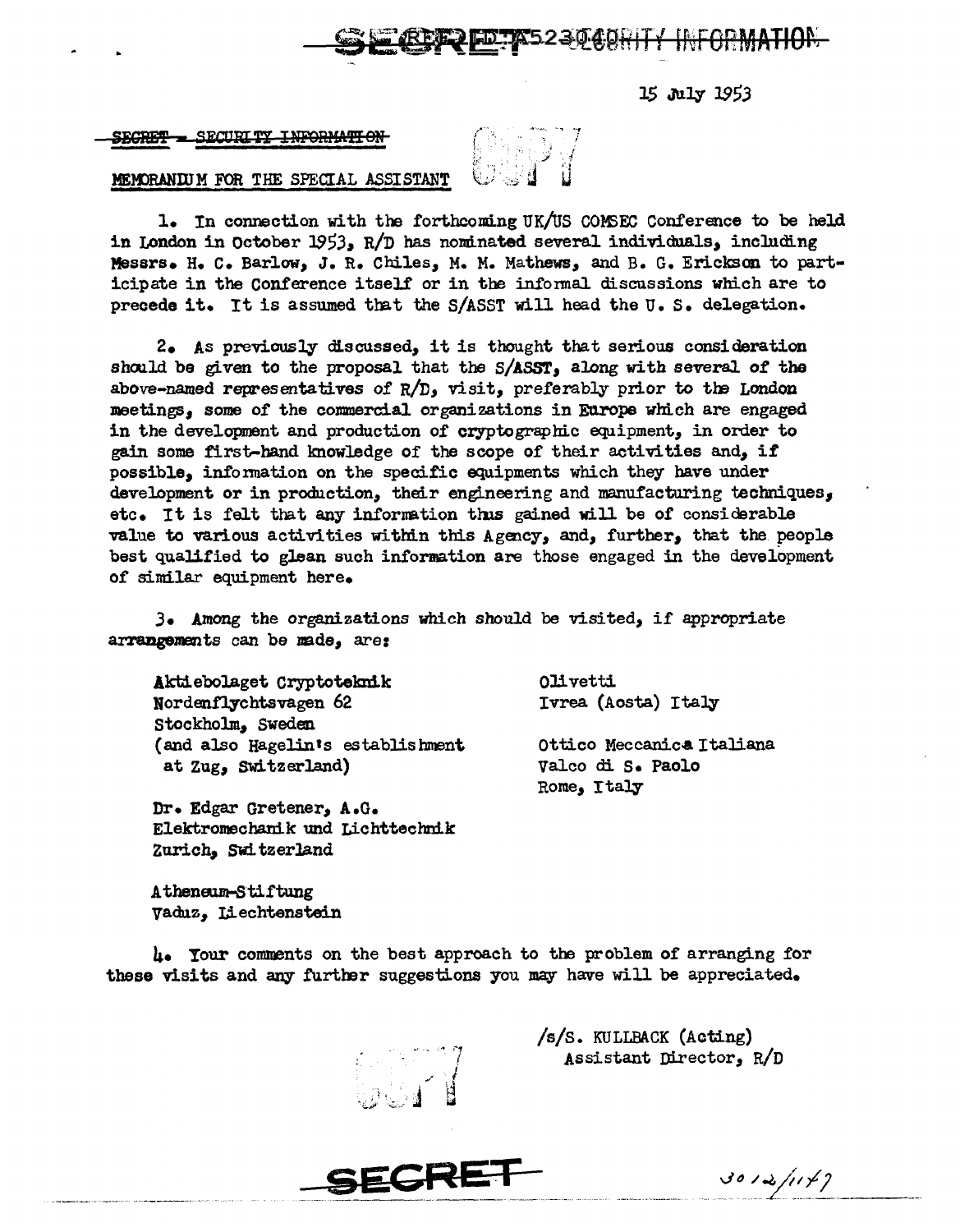~~SECRET~~ ~~SECURITY INFORMATION~~

15 July 1953

~~SECRET - SECURITY INFORMATION~~

MEMORANDUM FOR THE SPECIAL ASSISTANT

1. In connection with the forthcoming UK/US COMSEC Conference to be held in London in October 1953, R/D has nominated several individuals, including Messrs. H. C. Barlow, J. R. Chiles, M. M. Mathews, and B. G. Erickson to participate in the Conference itself or in the informal discussions which are to precede it. It is assumed that the S/ASST will head the U. S. delegation.

2. As previously discussed, it is thought that serious consideration should be given to the proposal that the S/ASST, along with several of the above-named representatives of R/D, visit, preferably prior to the London meetings, some of the commercial organizations in Europe which are engaged in the development and production of cryptographic equipment, in order to gain some first-hand knowledge of the scope of their activities and, if possible, information on the specific equipments which they have under development or in production, their engineering and manufacturing techniques, etc. It is felt that any information thus gained will be of considerable value to various activities within this Agency, and, further, that the people best qualified to glean such information are those engaged in the development of similar equipment here.

3. Among the organizations which should be visited, if appropriate arrangements can be made, are:

Aktiebolaget Cryptoteknik
Nordenflychtsvagen 62
Stockholm, Sweden
(and also Hagelin's establishment at Zug, Switzerland)

Dr. Edgar Gretener, A.G.
Elektromechanik und Lichttechnik
Zurich, Switzerland

Atheneum-Stiftung
Vaduz, Liechtenstein

Olivetti
Ivrea (Aosta) Italy

Ottico Meccanica Italiana
Valco di S. Paolo
Rome, Italy

4. Your comments on the best approach to the problem of arranging for these visits and any further suggestions you may have will be appreciated.

/s/S. KULLBACK (Acting)
Assistant Director, R/D

SECRET

3012/1147